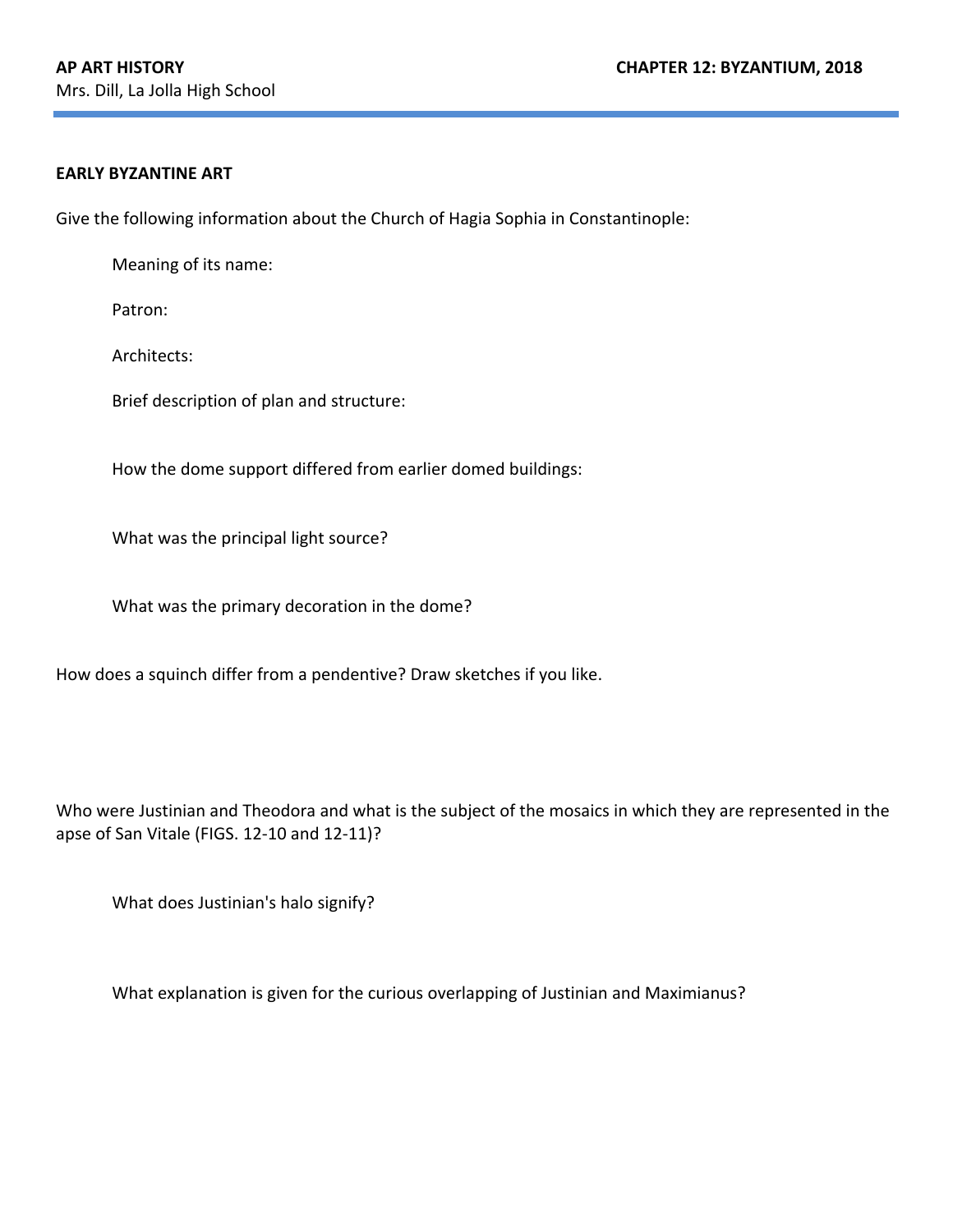**AP ART HISTORY**
Mrs. Dill, La Jolla High School

**CHAPTER 12: BYZANTIUM, 2018**

**EARLY BYZANTINE ART**

Give the following information about the Church of Hagia Sophia in Constantinople:

Meaning of its name:

Patron:

Architects:

Brief description of plan and structure:

How the dome support differed from earlier domed buildings:

What was the principal light source?

What was the primary decoration in the dome?

How does a squinch differ from a pendentive? Draw sketches if you like.

Who were Justinian and Theodora and what is the subject of the mosaics in which they are represented in the apse of San Vitale (FIGS. 12-10 and 12-11)?

What does Justinian's halo signify?

What explanation is given for the curious overlapping of Justinian and Maximianus?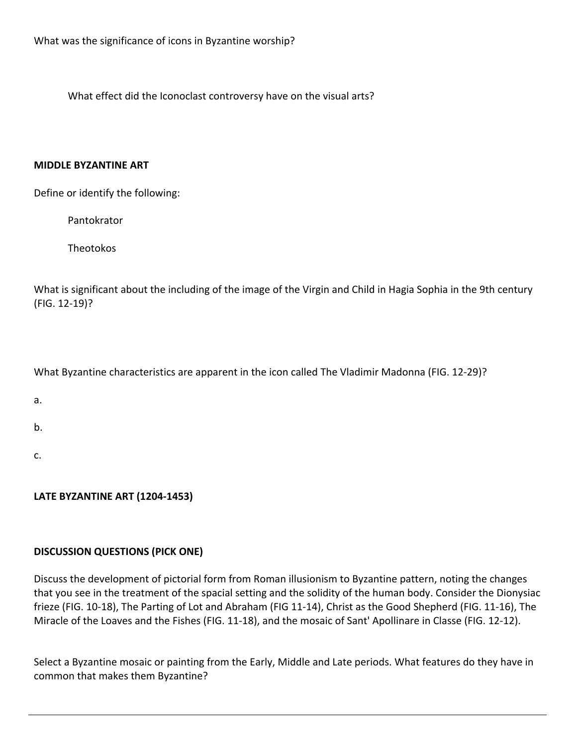What was the significance of icons in Byzantine worship?

What effect did the Iconoclast controversy have on the visual arts?

**MIDDLE BYZANTINE ART**

Define or identify the following:

Pantokrator

Theotokos

What is significant about the including of the image of the Virgin and Child in Hagia Sophia in the 9th century (FIG. 12-19)?

What Byzantine characteristics are apparent in the icon called The Vladimir Madonna (FIG. 12-29)?

a.

b.

c.

**LATE BYZANTINE ART (1204-1453)**

**DISCUSSION QUESTIONS (PICK ONE)**

Discuss the development of pictorial form from Roman illusionism to Byzantine pattern, noting the changes that you see in the treatment of the spacial setting and the solidity of the human body. Consider the Dionysiac frieze (FIG. 10-18), The Parting of Lot and Abraham (FIG 11-14), Christ as the Good Shepherd (FIG. 11-16), The Miracle of the Loaves and the Fishes (FIG. 11-18), and the mosaic of Sant' Apollinare in Classe (FIG. 12-12).

Select a Byzantine mosaic or painting from the Early, Middle and Late periods. What features do they have in common that makes them Byzantine?